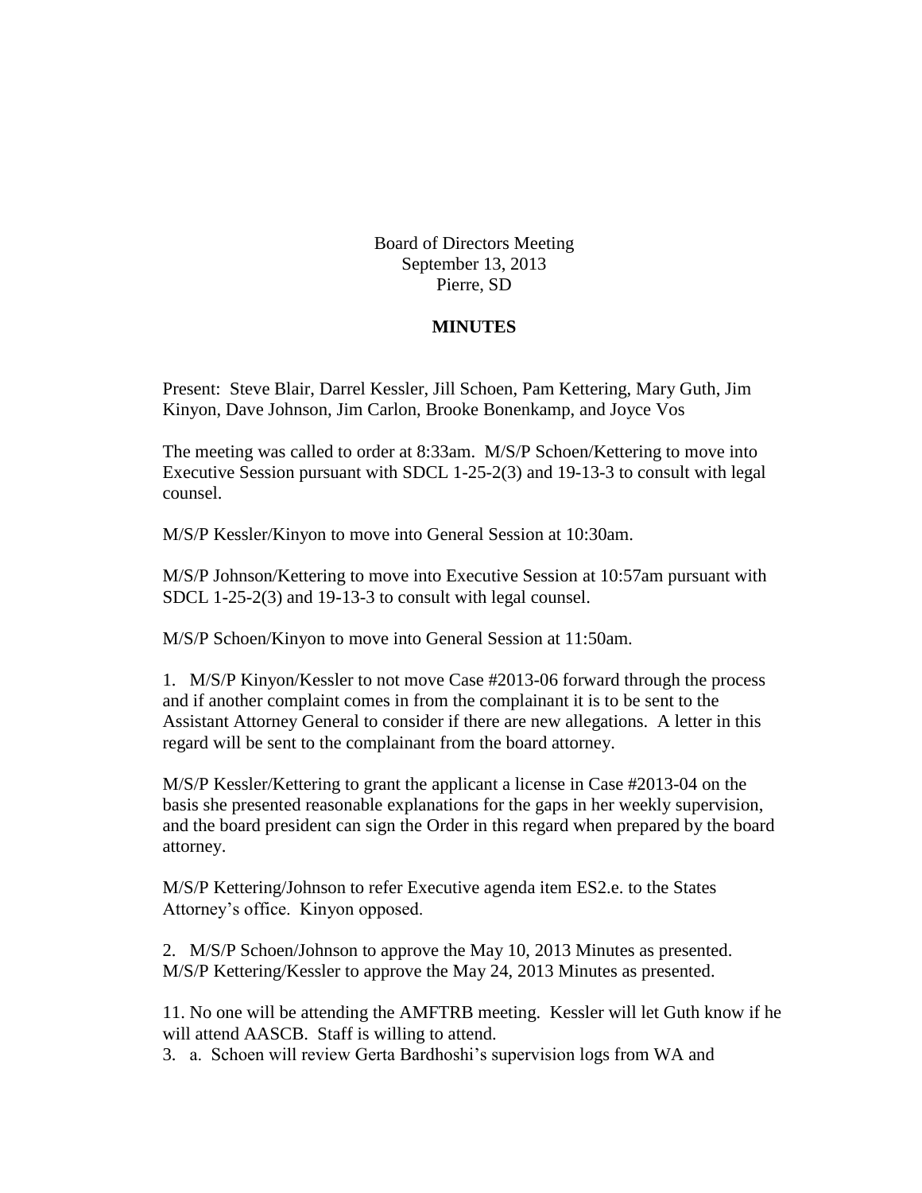Board of Directors Meeting
September 13, 2013
Pierre, SD

**MINUTES**

Present: Steve Blair, Darrel Kessler, Jill Schoen, Pam Kettering, Mary Guth, Jim Kinyon, Dave Johnson, Jim Carlon, Brooke Bonenkamp, and Joyce Vos

The meeting was called to order at 8:33am. M/S/P Schoen/Kettering to move into Executive Session pursuant with SDCL 1-25-2(3) and 19-13-3 to consult with legal counsel.

M/S/P Kessler/Kinyon to move into General Session at 10:30am.

M/S/P Johnson/Kettering to move into Executive Session at 10:57am pursuant with SDCL 1-25-2(3) and 19-13-3 to consult with legal counsel.

M/S/P Schoen/Kinyon to move into General Session at 11:50am.

1. M/S/P Kinyon/Kessler to not move Case #2013-06 forward through the process and if another complaint comes in from the complainant it is to be sent to the Assistant Attorney General to consider if there are new allegations. A letter in this regard will be sent to the complainant from the board attorney.

M/S/P Kessler/Kettering to grant the applicant a license in Case #2013-04 on the basis she presented reasonable explanations for the gaps in her weekly supervision, and the board president can sign the Order in this regard when prepared by the board attorney.

M/S/P Kettering/Johnson to refer Executive agenda item ES2.e. to the States Attorney's office. Kinyon opposed.

2. M/S/P Schoen/Johnson to approve the May 10, 2013 Minutes as presented. M/S/P Kettering/Kessler to approve the May 24, 2013 Minutes as presented.

11. No one will be attending the AMFTRB meeting. Kessler will let Guth know if he will attend AASCB. Staff is willing to attend.

3. a. Schoen will review Gerta Bardhoshi's supervision logs from WA and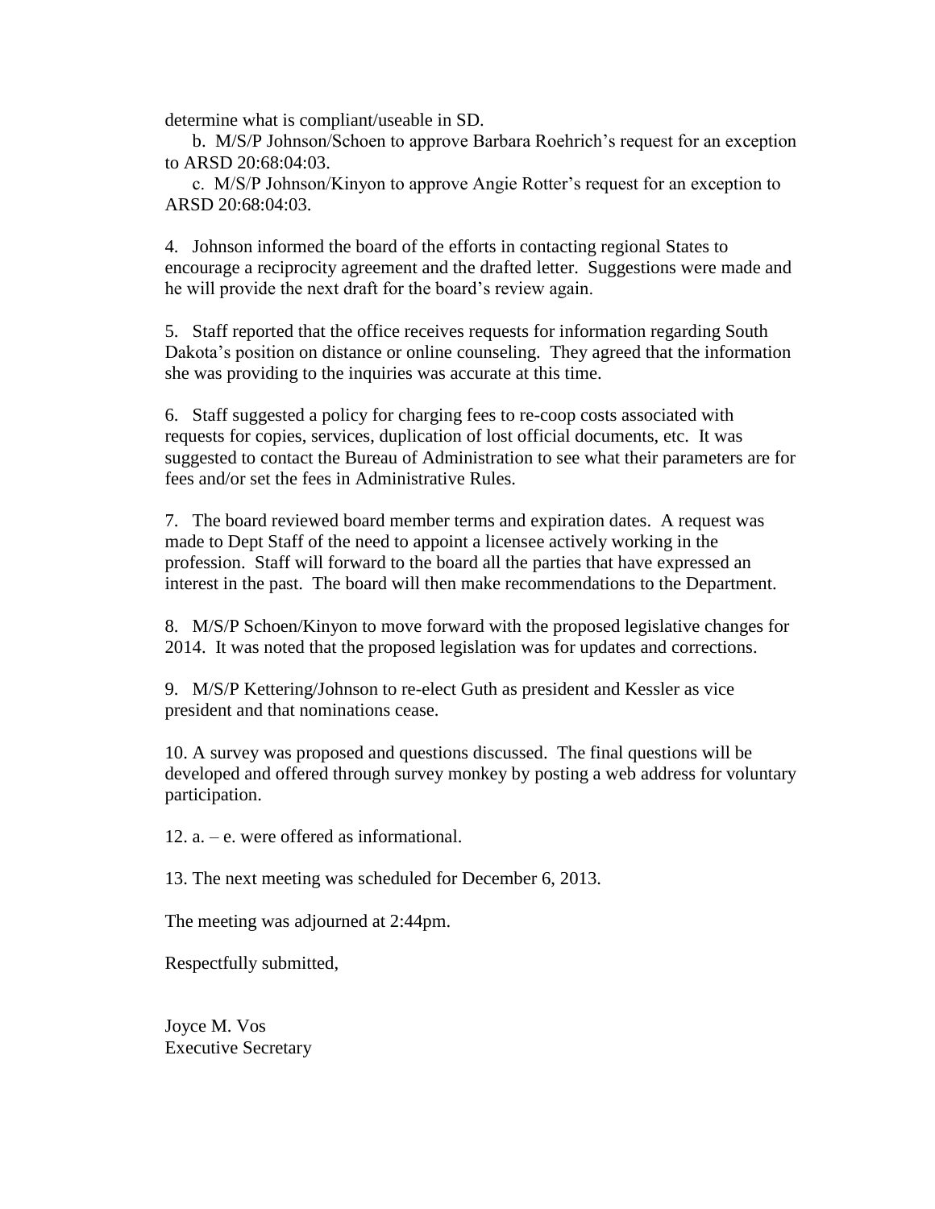determine what is compliant/useable in SD.

b. M/S/P Johnson/Schoen to approve Barbara Roehrich's request for an exception to ARSD 20:68:04:03.

c. M/S/P Johnson/Kinyon to approve Angie Rotter's request for an exception to ARSD 20:68:04:03.

4. Johnson informed the board of the efforts in contacting regional States to encourage a reciprocity agreement and the drafted letter. Suggestions were made and he will provide the next draft for the board's review again.

5. Staff reported that the office receives requests for information regarding South Dakota's position on distance or online counseling. They agreed that the information she was providing to the inquiries was accurate at this time.

6. Staff suggested a policy for charging fees to re-coop costs associated with requests for copies, services, duplication of lost official documents, etc. It was suggested to contact the Bureau of Administration to see what their parameters are for fees and/or set the fees in Administrative Rules.

7. The board reviewed board member terms and expiration dates. A request was made to Dept Staff of the need to appoint a licensee actively working in the profession. Staff will forward to the board all the parties that have expressed an interest in the past. The board will then make recommendations to the Department.

8. M/S/P Schoen/Kinyon to move forward with the proposed legislative changes for 2014. It was noted that the proposed legislation was for updates and corrections.

9. M/S/P Kettering/Johnson to re-elect Guth as president and Kessler as vice president and that nominations cease.

10. A survey was proposed and questions discussed. The final questions will be developed and offered through survey monkey by posting a web address for voluntary participation.

12. a. – e. were offered as informational.

13. The next meeting was scheduled for December 6, 2013.

The meeting was adjourned at 2:44pm.

Respectfully submitted,

Joyce M. Vos
Executive Secretary